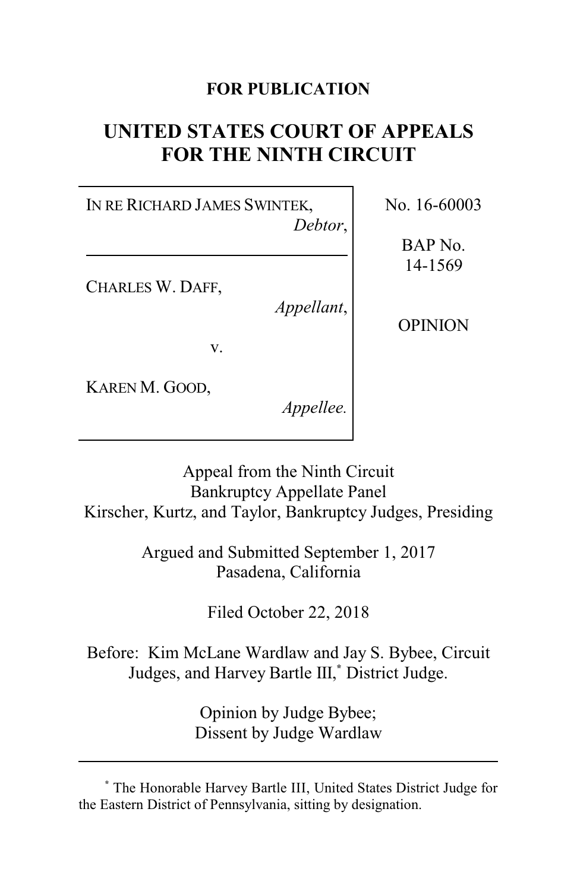**FOR PUBLICATION**

# UNITED STATES COURT OF APPEALS FOR THE NINTH CIRCUIT

| | |
|---|---|
| IN RE RICHARD JAMES SWINTEK, *Debtor*, | No. 16-60003 |
| CHARLES W. DAFF, *Appellant*, v. KAREN M. GOOD, *Appellee.* | BAP No. 14-1569 |
| | OPINION |

Appeal from the Ninth Circuit Bankruptcy Appellate Panel
Kirscher, Kurtz, and Taylor, Bankruptcy Judges, Presiding

Argued and Submitted September 1, 2017
Pasadena, California

Filed October 22, 2018

Before: Kim McLane Wardlaw and Jay S. Bybee, Circuit Judges, and Harvey Bartle III,[*] District Judge.

Opinion by Judge Bybee;
Dissent by Judge Wardlaw

---

[*] The Honorable Harvey Bartle III, United States District Judge for the Eastern District of Pennsylvania, sitting by designation.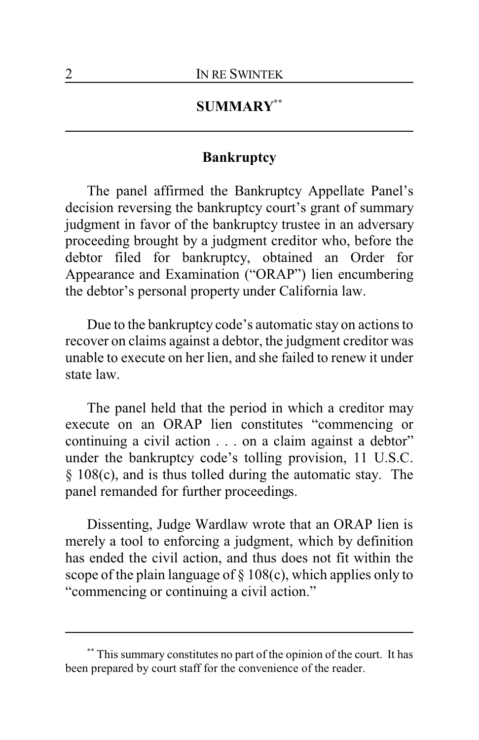## SUMMARY[**]

### Bankruptcy

The panel affirmed the Bankruptcy Appellate Panel's decision reversing the bankruptcy court's grant of summary judgment in favor of the bankruptcy trustee in an adversary proceeding brought by a judgment creditor who, before the debtor filed for bankruptcy, obtained an Order for Appearance and Examination ("ORAP") lien encumbering the debtor's personal property under California law.

Due to the bankruptcy code's automatic stay on actions to recover on claims against a debtor, the judgment creditor was unable to execute on her lien, and she failed to renew it under state law.

The panel held that the period in which a creditor may execute on an ORAP lien constitutes "commencing or continuing a civil action . . . on a claim against a debtor" under the bankruptcy code's tolling provision, 11 U.S.C. § 108(c), and is thus tolled during the automatic stay. The panel remanded for further proceedings.

Dissenting, Judge Wardlaw wrote that an ORAP lien is merely a tool to enforcing a judgment, which by definition has ended the civil action, and thus does not fit within the scope of the plain language of § 108(c), which applies only to "commencing or continuing a civil action."

---

[**] This summary constitutes no part of the opinion of the court. It has been prepared by court staff for the convenience of the reader.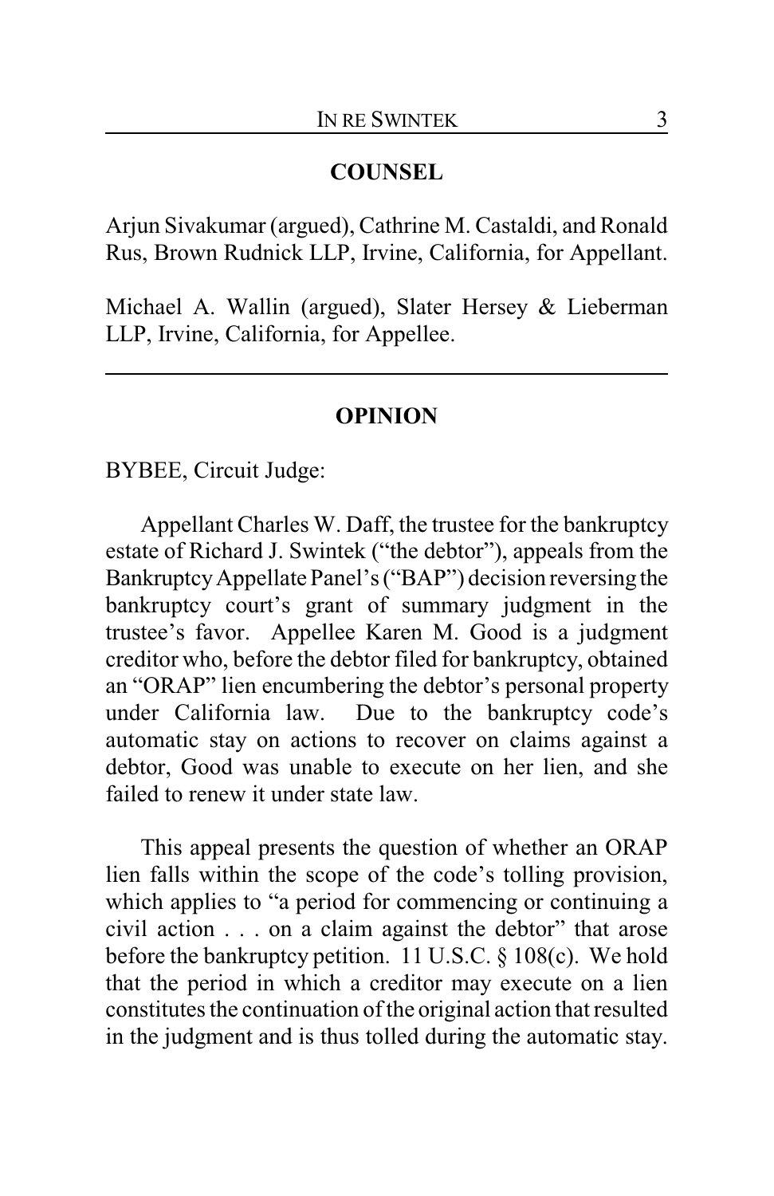## COUNSEL

Arjun Sivakumar (argued), Cathrine M. Castaldi, and Ronald Rus, Brown Rudnick LLP, Irvine, California, for Appellant.

Michael A. Wallin (argued), Slater Hersey & Lieberman LLP, Irvine, California, for Appellee.

---

## OPINION

BYBEE, Circuit Judge:

Appellant Charles W. Daff, the trustee for the bankruptcy estate of Richard J. Swintek ("the debtor"), appeals from the Bankruptcy Appellate Panel's ("BAP") decision reversing the bankruptcy court's grant of summary judgment in the trustee's favor. Appellee Karen M. Good is a judgment creditor who, before the debtor filed for bankruptcy, obtained an "ORAP" lien encumbering the debtor's personal property under California law. Due to the bankruptcy code's automatic stay on actions to recover on claims against a debtor, Good was unable to execute on her lien, and she failed to renew it under state law.

This appeal presents the question of whether an ORAP lien falls within the scope of the code's tolling provision, which applies to "a period for commencing or continuing a civil action . . . on a claim against the debtor" that arose before the bankruptcy petition. 11 U.S.C. § 108(c). We hold that the period in which a creditor may execute on a lien constitutes the continuation of the original action that resulted in the judgment and is thus tolled during the automatic stay.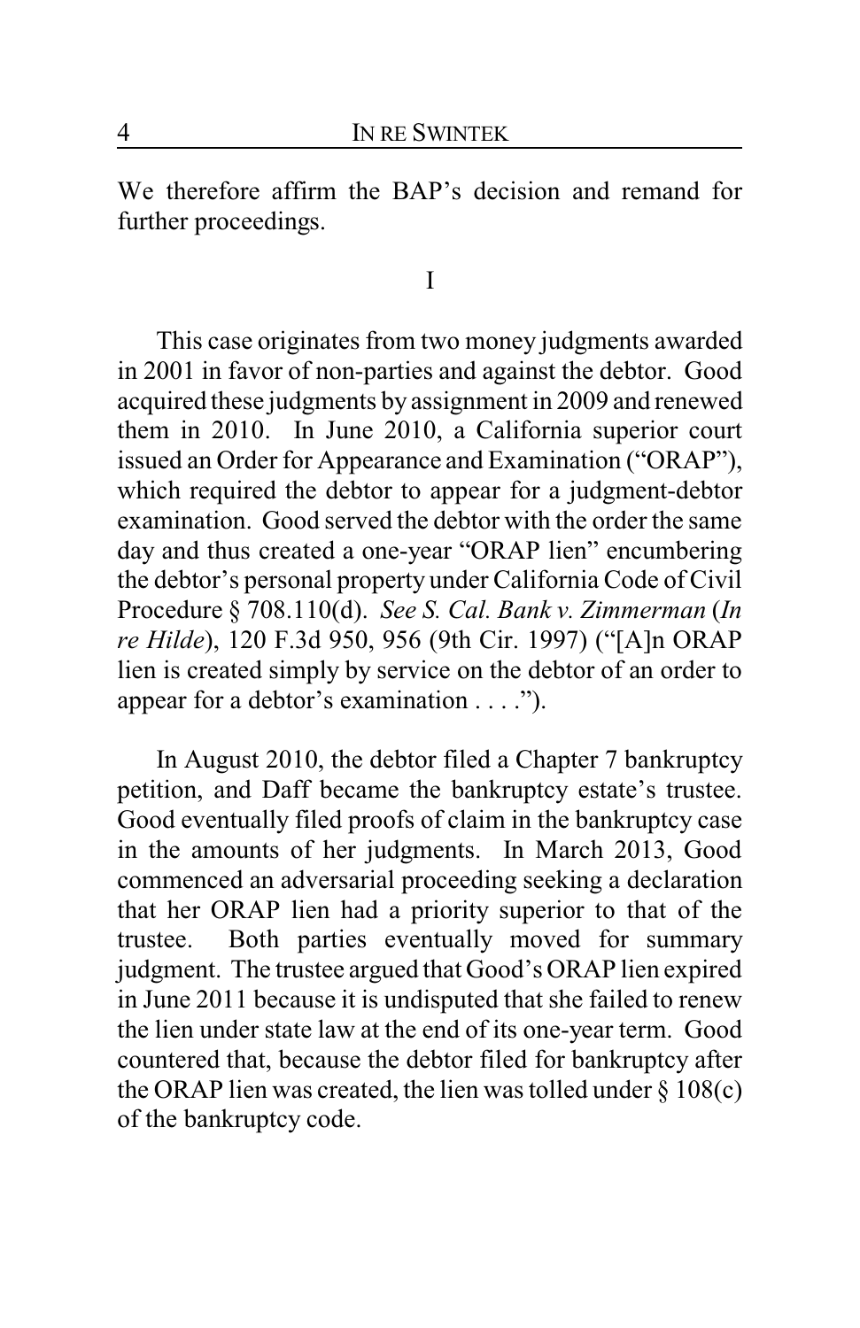We therefore affirm the BAP's decision and remand for further proceedings.

# I

This case originates from two money judgments awarded in 2001 in favor of non-parties and against the debtor. Good acquired these judgments by assignment in 2009 and renewed them in 2010. In June 2010, a California superior court issued an Order for Appearance and Examination ("ORAP"), which required the debtor to appear for a judgment-debtor examination. Good served the debtor with the order the same day and thus created a one-year "ORAP lien" encumbering the debtor's personal property under California Code of Civil Procedure § 708.110(d). *See S. Cal. Bank v. Zimmerman* (*In re Hilde*), 120 F.3d 950, 956 (9th Cir. 1997) ("[A]n ORAP lien is created simply by service on the debtor of an order to appear for a debtor's examination . . . .").

In August 2010, the debtor filed a Chapter 7 bankruptcy petition, and Daff became the bankruptcy estate's trustee. Good eventually filed proofs of claim in the bankruptcy case in the amounts of her judgments. In March 2013, Good commenced an adversarial proceeding seeking a declaration that her ORAP lien had a priority superior to that of the trustee. Both parties eventually moved for summary judgment. The trustee argued that Good's ORAP lien expired in June 2011 because it is undisputed that she failed to renew the lien under state law at the end of its one-year term. Good countered that, because the debtor filed for bankruptcy after the ORAP lien was created, the lien was tolled under § 108(c) of the bankruptcy code.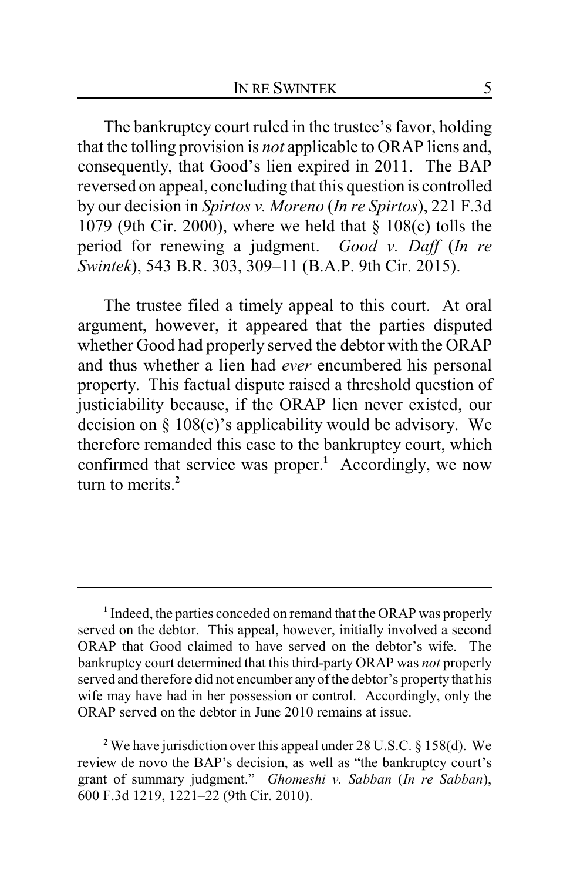The bankruptcy court ruled in the trustee's favor, holding that the tolling provision is *not* applicable to ORAP liens and, consequently, that Good's lien expired in 2011. The BAP reversed on appeal, concluding that this question is controlled by our decision in *Spirtos v. Moreno* (*In re Spirtos*), 221 F.3d 1079 (9th Cir. 2000), where we held that § 108(c) tolls the period for renewing a judgment. *Good v. Daff* (*In re Swintek*), 543 B.R. 303, 309–11 (B.A.P. 9th Cir. 2015).

The trustee filed a timely appeal to this court. At oral argument, however, it appeared that the parties disputed whether Good had properly served the debtor with the ORAP and thus whether a lien had *ever* encumbered his personal property. This factual dispute raised a threshold question of justiciability because, if the ORAP lien never existed, our decision on § 108(c)'s applicability would be advisory. We therefore remanded this case to the bankruptcy court, which confirmed that service was proper.[1] Accordingly, we now turn to merits.[2]

---

[1] Indeed, the parties conceded on remand that the ORAP was properly served on the debtor. This appeal, however, initially involved a second ORAP that Good claimed to have served on the debtor's wife. The bankruptcy court determined that this third-party ORAP was *not* properly served and therefore did not encumber any of the debtor's property that his wife may have had in her possession or control. Accordingly, only the ORAP served on the debtor in June 2010 remains at issue.

[2] We have jurisdiction over this appeal under 28 U.S.C. § 158(d). We review de novo the BAP's decision, as well as "the bankruptcy court's grant of summary judgment." *Ghomeshi v. Sabban* (*In re Sabban*), 600 F.3d 1219, 1221–22 (9th Cir. 2010).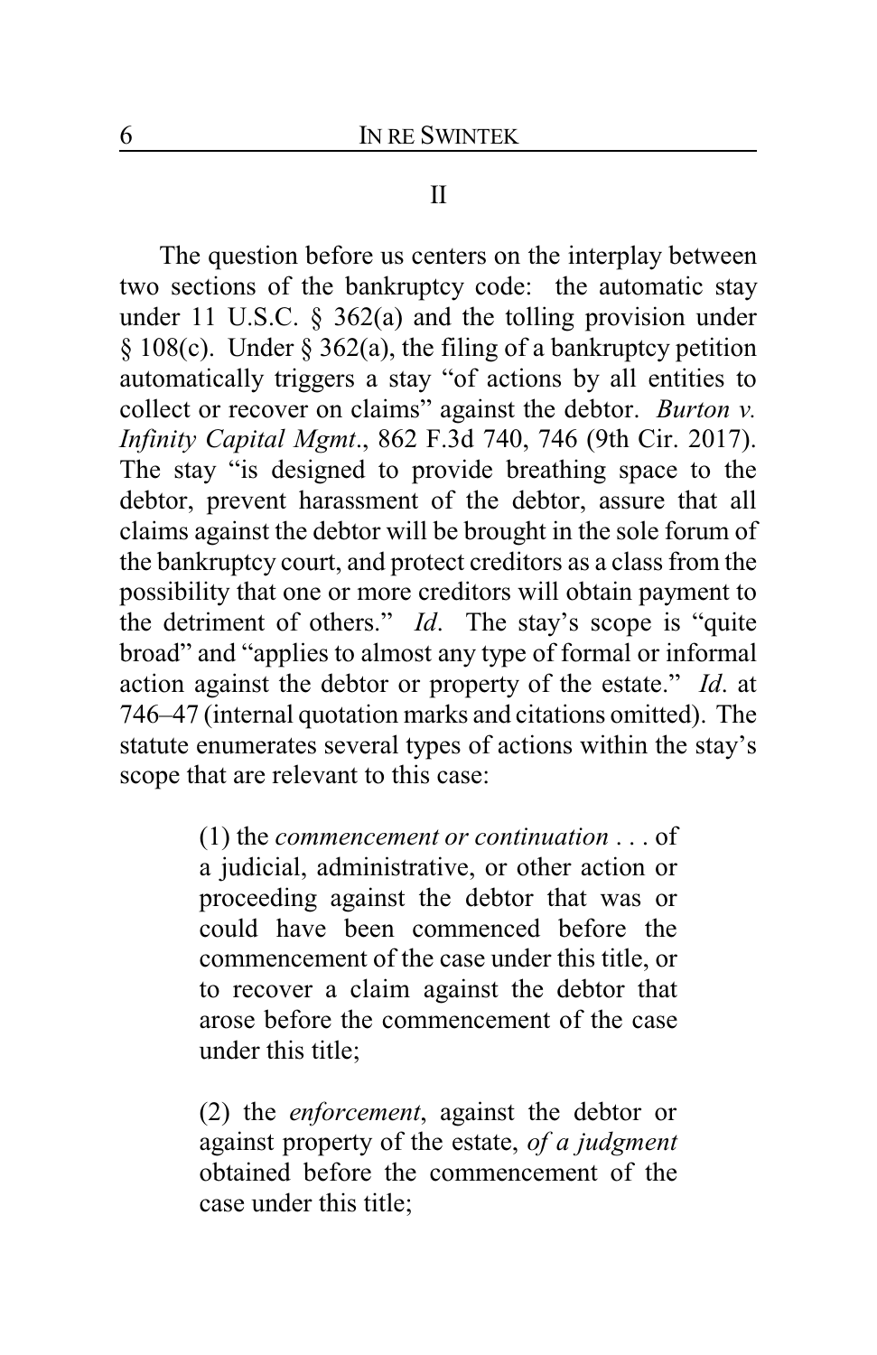## II

The question before us centers on the interplay between two sections of the bankruptcy code: the automatic stay under 11 U.S.C. § 362(a) and the tolling provision under § 108(c). Under § 362(a), the filing of a bankruptcy petition automatically triggers a stay "of actions by all entities to collect or recover on claims" against the debtor. *Burton v. Infinity Capital Mgmt*., 862 F.3d 740, 746 (9th Cir. 2017). The stay "is designed to provide breathing space to the debtor, prevent harassment of the debtor, assure that all claims against the debtor will be brought in the sole forum of the bankruptcy court, and protect creditors as a class from the possibility that one or more creditors will obtain payment to the detriment of others." *Id*. The stay's scope is "quite broad" and "applies to almost any type of formal or informal action against the debtor or property of the estate." *Id*. at 746–47 (internal quotation marks and citations omitted). The statute enumerates several types of actions within the stay's scope that are relevant to this case:

> (1) the *commencement or continuation* . . . of a judicial, administrative, or other action or proceeding against the debtor that was or could have been commenced before the commencement of the case under this title, or to recover a claim against the debtor that arose before the commencement of the case under this title;
>
> (2) the *enforcement*, against the debtor or against property of the estate, *of a judgment* obtained before the commencement of the case under this title;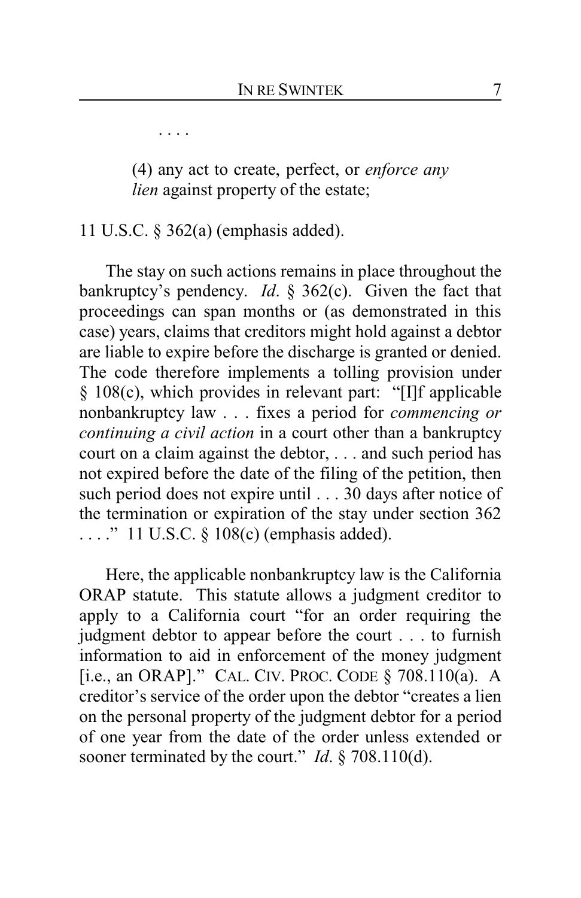. . . .

> (4) any act to create, perfect, or *enforce any lien* against property of the estate;

11 U.S.C. § 362(a) (emphasis added).

The stay on such actions remains in place throughout the bankruptcy's pendency. *Id*. § 362(c). Given the fact that proceedings can span months or (as demonstrated in this case) years, claims that creditors might hold against a debtor are liable to expire before the discharge is granted or denied. The code therefore implements a tolling provision under § 108(c), which provides in relevant part: "[I]f applicable nonbankruptcy law . . . fixes a period for *commencing or continuing a civil action* in a court other than a bankruptcy court on a claim against the debtor, . . . and such period has not expired before the date of the filing of the petition, then such period does not expire until . . . 30 days after notice of the termination or expiration of the stay under section 362 . . . ." 11 U.S.C. § 108(c) (emphasis added).

Here, the applicable nonbankruptcy law is the California ORAP statute. This statute allows a judgment creditor to apply to a California court "for an order requiring the judgment debtor to appear before the court . . . to furnish information to aid in enforcement of the money judgment [i.e., an ORAP]." CAL. CIV. PROC. CODE § 708.110(a). A creditor's service of the order upon the debtor "creates a lien on the personal property of the judgment debtor for a period of one year from the date of the order unless extended or sooner terminated by the court." *Id*. § 708.110(d).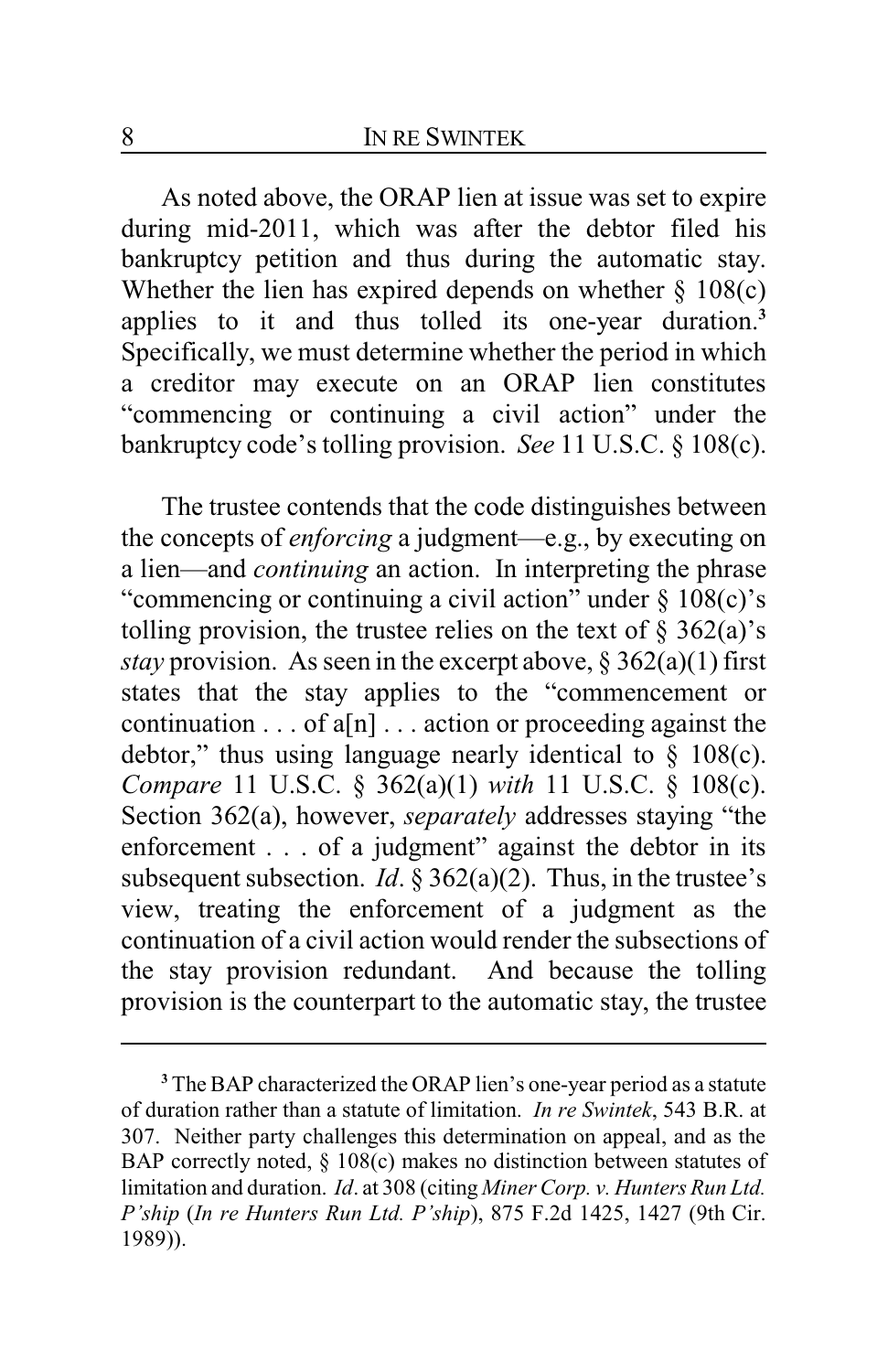As noted above, the ORAP lien at issue was set to expire during mid-2011, which was after the debtor filed his bankruptcy petition and thus during the automatic stay. Whether the lien has expired depends on whether § 108(c) applies to it and thus tolled its one-year duration.[3] Specifically, we must determine whether the period in which a creditor may execute on an ORAP lien constitutes "commencing or continuing a civil action" under the bankruptcy code's tolling provision. *See* 11 U.S.C. § 108(c).

The trustee contends that the code distinguishes between the concepts of *enforcing* a judgment—e.g., by executing on a lien—and *continuing* an action. In interpreting the phrase "commencing or continuing a civil action" under § 108(c)'s tolling provision, the trustee relies on the text of § 362(a)'s *stay* provision. As seen in the excerpt above, § 362(a)(1) first states that the stay applies to the "commencement or continuation . . . of a[n] . . . action or proceeding against the debtor," thus using language nearly identical to § 108(c). *Compare* 11 U.S.C. § 362(a)(1) *with* 11 U.S.C. § 108(c). Section 362(a), however, *separately* addresses staying "the enforcement . . . of a judgment" against the debtor in its subsequent subsection. *Id*. § 362(a)(2). Thus, in the trustee's view, treating the enforcement of a judgment as the continuation of a civil action would render the subsections of the stay provision redundant. And because the tolling provision is the counterpart to the automatic stay, the trustee

---

[3] The BAP characterized the ORAP lien's one-year period as a statute of duration rather than a statute of limitation. *In re Swintek*, 543 B.R. at 307. Neither party challenges this determination on appeal, and as the BAP correctly noted, § 108(c) makes no distinction between statutes of limitation and duration. *Id*. at 308 (citing *Miner Corp. v. Hunters Run Ltd. P'ship* (*In re Hunters Run Ltd. P'ship*), 875 F.2d 1425, 1427 (9th Cir. 1989)).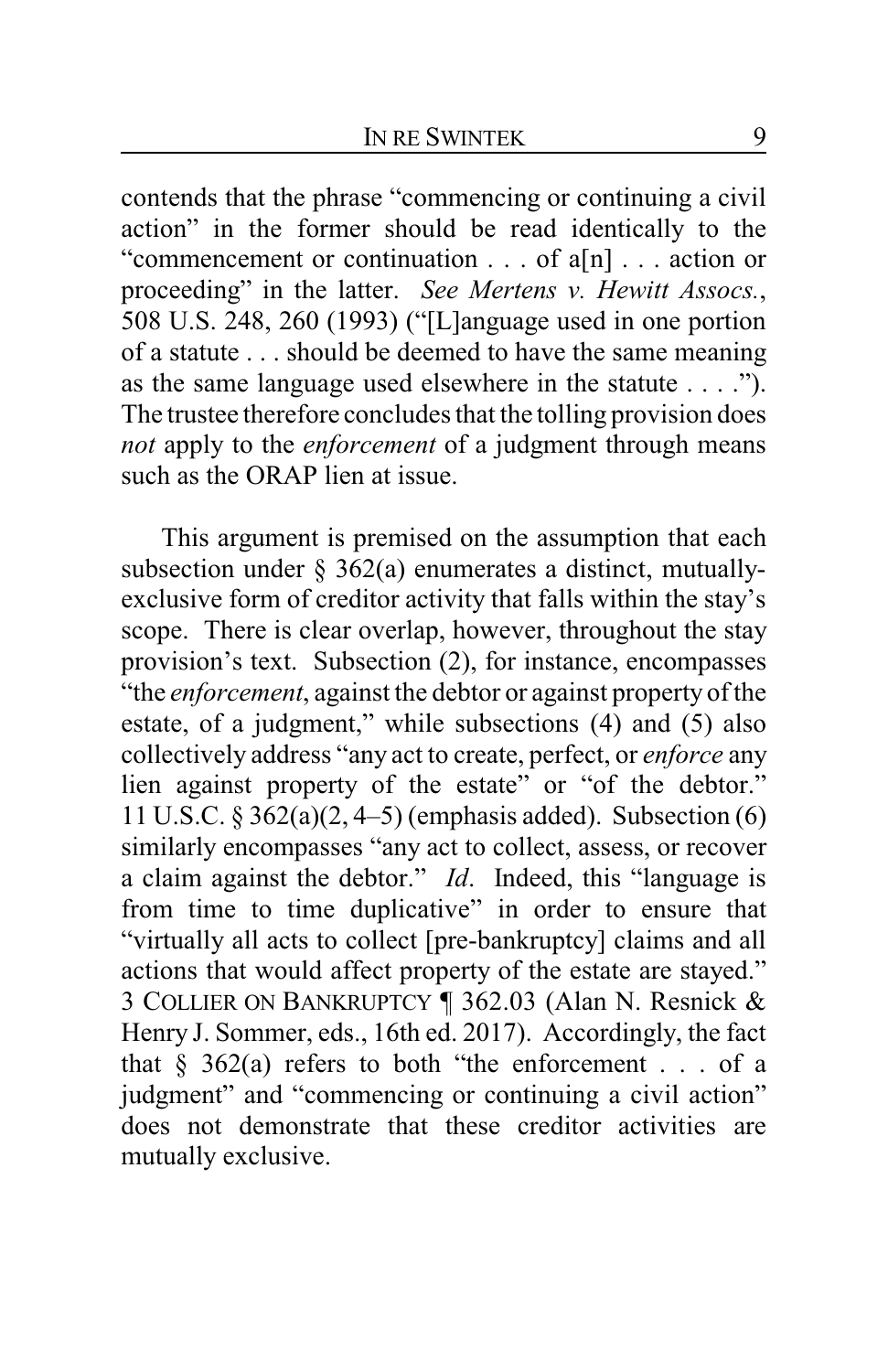contends that the phrase "commencing or continuing a civil action" in the former should be read identically to the "commencement or continuation . . . of a[n] . . . action or proceeding" in the latter. *See Mertens v. Hewitt Assocs.*, 508 U.S. 248, 260 (1993) ("[L]anguage used in one portion of a statute . . . should be deemed to have the same meaning as the same language used elsewhere in the statute . . . ."). The trustee therefore concludes that the tolling provision does *not* apply to the *enforcement* of a judgment through means such as the ORAP lien at issue.

This argument is premised on the assumption that each subsection under § 362(a) enumerates a distinct, mutually-exclusive form of creditor activity that falls within the stay's scope. There is clear overlap, however, throughout the stay provision's text. Subsection (2), for instance, encompasses "the *enforcement*, against the debtor or against property of the estate, of a judgment," while subsections (4) and (5) also collectively address "any act to create, perfect, or *enforce* any lien against property of the estate" or "of the debtor." 11 U.S.C. § 362(a)(2, 4–5) (emphasis added). Subsection (6) similarly encompasses "any act to collect, assess, or recover a claim against the debtor." *Id*. Indeed, this "language is from time to time duplicative" in order to ensure that "virtually all acts to collect [pre-bankruptcy] claims and all actions that would affect property of the estate are stayed." 3 COLLIER ON BANKRUPTCY ¶ 362.03 (Alan N. Resnick & Henry J. Sommer, eds., 16th ed. 2017). Accordingly, the fact that § 362(a) refers to both "the enforcement . . . of a judgment" and "commencing or continuing a civil action" does not demonstrate that these creditor activities are mutually exclusive.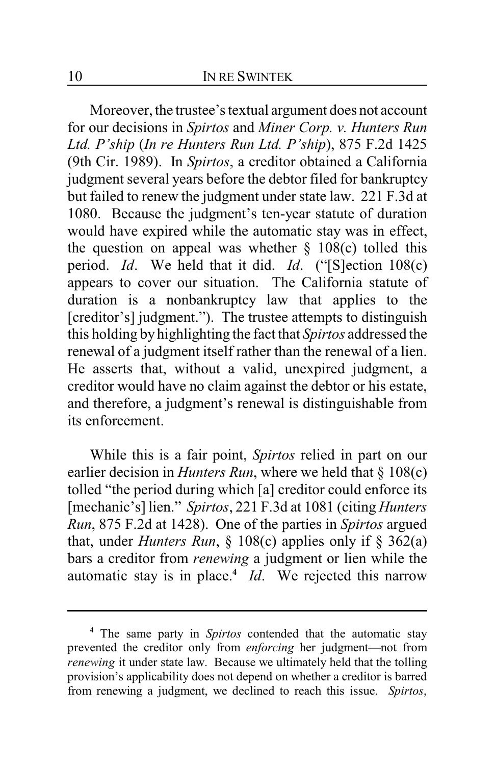Moreover, the trustee's textual argument does not account for our decisions in *Spirtos* and *Miner Corp. v. Hunters Run Ltd. P'ship* (*In re Hunters Run Ltd. P'ship*), 875 F.2d 1425 (9th Cir. 1989). In *Spirtos*, a creditor obtained a California judgment several years before the debtor filed for bankruptcy but failed to renew the judgment under state law. 221 F.3d at 1080. Because the judgment's ten-year statute of duration would have expired while the automatic stay was in effect, the question on appeal was whether § 108(c) tolled this period. *Id*. We held that it did. *Id*. ("[S]ection 108(c) appears to cover our situation. The California statute of duration is a nonbankruptcy law that applies to the [creditor's] judgment."). The trustee attempts to distinguish this holding by highlighting the fact that *Spirtos* addressed the renewal of a judgment itself rather than the renewal of a lien. He asserts that, without a valid, unexpired judgment, a creditor would have no claim against the debtor or his estate, and therefore, a judgment's renewal is distinguishable from its enforcement.

While this is a fair point, *Spirtos* relied in part on our earlier decision in *Hunters Run*, where we held that § 108(c) tolled "the period during which [a] creditor could enforce its [mechanic's] lien." *Spirtos*, 221 F.3d at 1081 (citing *Hunters Run*, 875 F.2d at 1428). One of the parties in *Spirtos* argued that, under *Hunters Run*, § 108(c) applies only if § 362(a) bars a creditor from *renewing* a judgment or lien while the automatic stay is in place.[4] *Id*. We rejected this narrow

[4] The same party in *Spirtos* contended that the automatic stay prevented the creditor only from *enforcing* her judgment—not from *renewing* it under state law. Because we ultimately held that the tolling provision's applicability does not depend on whether a creditor is barred from renewing a judgment, we declined to reach this issue. *Spirtos*,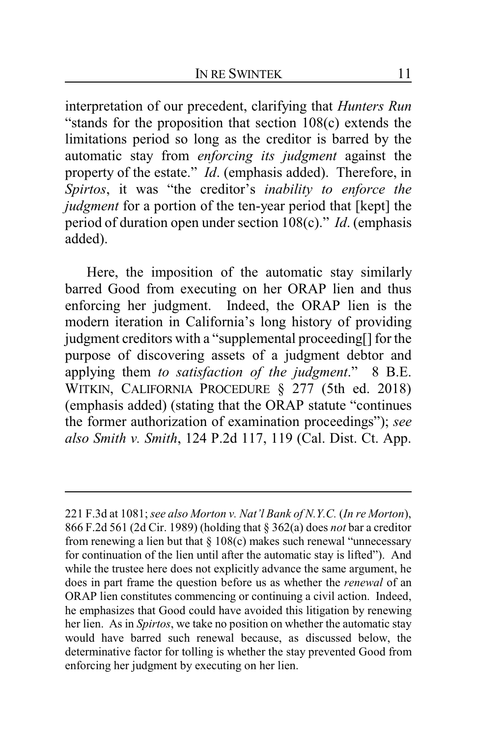interpretation of our precedent, clarifying that *Hunters Run* "stands for the proposition that section 108(c) extends the limitations period so long as the creditor is barred by the automatic stay from *enforcing its judgment* against the property of the estate." *Id*. (emphasis added). Therefore, in *Spirtos*, it was "the creditor's *inability to enforce the judgment* for a portion of the ten-year period that [kept] the period of duration open under section 108(c)." *Id*. (emphasis added).

Here, the imposition of the automatic stay similarly barred Good from executing on her ORAP lien and thus enforcing her judgment. Indeed, the ORAP lien is the modern iteration in California's long history of providing judgment creditors with a "supplemental proceeding[] for the purpose of discovering assets of a judgment debtor and applying them *to satisfaction of the judgment*." 8 B.E. WITKIN, CALIFORNIA PROCEDURE § 277 (5th ed. 2018) (emphasis added) (stating that the ORAP statute "continues the former authorization of examination proceedings"); *see also Smith v. Smith*, 124 P.2d 117, 119 (Cal. Dist. Ct. App.

---

221 F.3d at 1081; *see also Morton v. Nat'l Bank of N.Y.C.* (*In re Morton*), 866 F.2d 561 (2d Cir. 1989) (holding that § 362(a) does *not* bar a creditor from renewing a lien but that § 108(c) makes such renewal "unnecessary for continuation of the lien until after the automatic stay is lifted"). And while the trustee here does not explicitly advance the same argument, he does in part frame the question before us as whether the *renewal* of an ORAP lien constitutes commencing or continuing a civil action. Indeed, he emphasizes that Good could have avoided this litigation by renewing her lien. As in *Spirtos*, we take no position on whether the automatic stay would have barred such renewal because, as discussed below, the determinative factor for tolling is whether the stay prevented Good from enforcing her judgment by executing on her lien.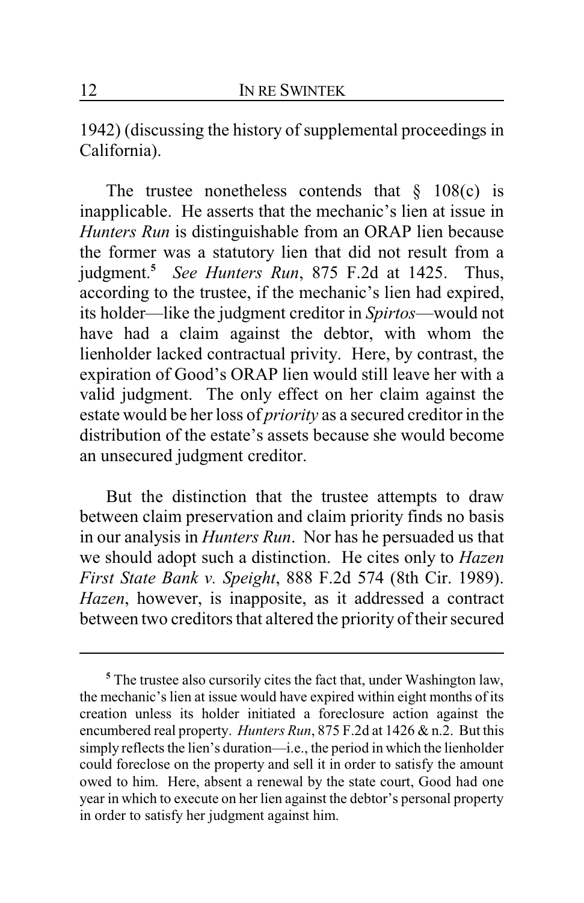1942) (discussing the history of supplemental proceedings in California).

The trustee nonetheless contends that § 108(c) is inapplicable. He asserts that the mechanic's lien at issue in *Hunters Run* is distinguishable from an ORAP lien because the former was a statutory lien that did not result from a judgment.[5] *See Hunters Run*, 875 F.2d at 1425. Thus, according to the trustee, if the mechanic's lien had expired, its holder—like the judgment creditor in *Spirtos*—would not have had a claim against the debtor, with whom the lienholder lacked contractual privity. Here, by contrast, the expiration of Good's ORAP lien would still leave her with a valid judgment. The only effect on her claim against the estate would be her loss of *priority* as a secured creditor in the distribution of the estate's assets because she would become an unsecured judgment creditor.

But the distinction that the trustee attempts to draw between claim preservation and claim priority finds no basis in our analysis in *Hunters Run*. Nor has he persuaded us that we should adopt such a distinction. He cites only to *Hazen First State Bank v. Speight*, 888 F.2d 574 (8th Cir. 1989). *Hazen*, however, is inapposite, as it addressed a contract between two creditors that altered the priority of their secured

---

[5] The trustee also cursorily cites the fact that, under Washington law, the mechanic's lien at issue would have expired within eight months of its creation unless its holder initiated a foreclosure action against the encumbered real property. *Hunters Run*, 875 F.2d at 1426 & n.2. But this simply reflects the lien's duration—i.e., the period in which the lienholder could foreclose on the property and sell it in order to satisfy the amount owed to him. Here, absent a renewal by the state court, Good had one year in which to execute on her lien against the debtor's personal property in order to satisfy her judgment against him.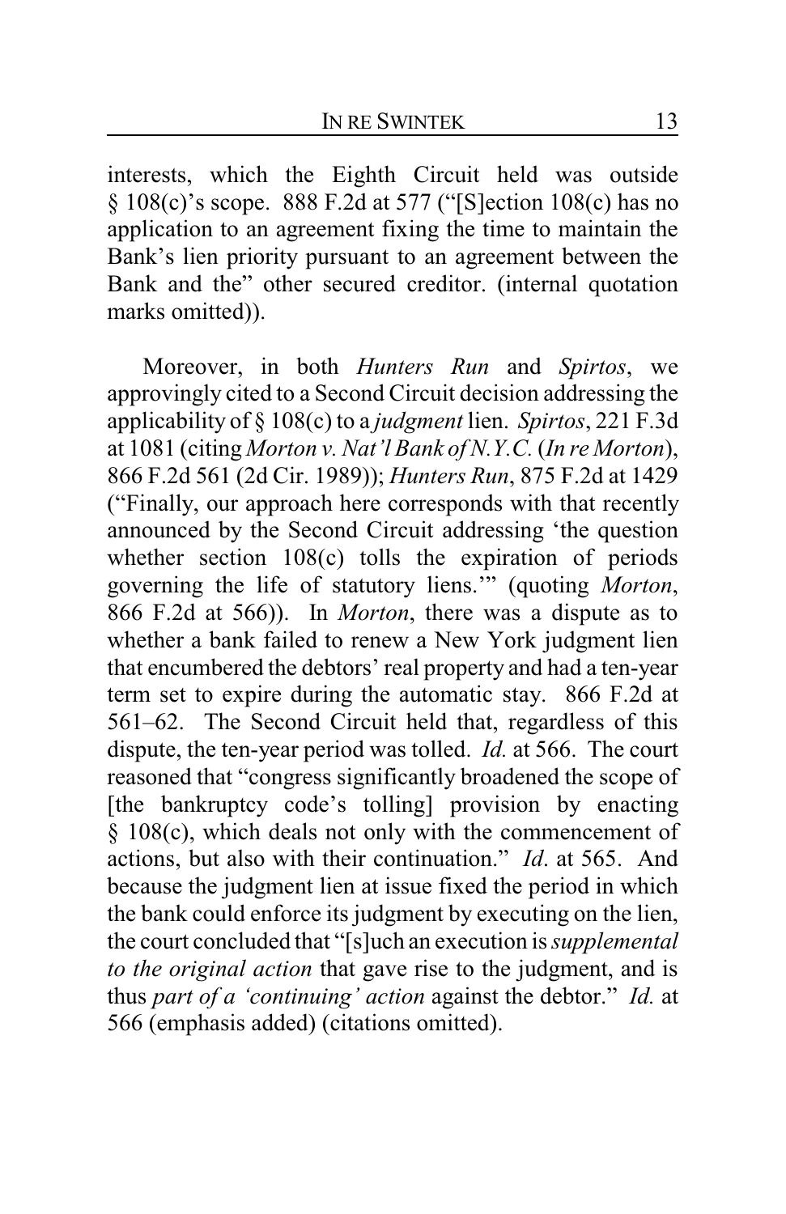interests, which the Eighth Circuit held was outside § 108(c)'s scope. 888 F.2d at 577 ("[S]ection 108(c) has no application to an agreement fixing the time to maintain the Bank's lien priority pursuant to an agreement between the Bank and the" other secured creditor. (internal quotation marks omitted)).

Moreover, in both *Hunters Run* and *Spirtos*, we approvingly cited to a Second Circuit decision addressing the applicability of § 108(c) to a *judgment* lien. *Spirtos*, 221 F.3d at 1081 (citing *Morton v. Nat'l Bank of N.Y.C.* (*In re Morton*), 866 F.2d 561 (2d Cir. 1989)); *Hunters Run*, 875 F.2d at 1429 ("Finally, our approach here corresponds with that recently announced by the Second Circuit addressing 'the question whether section 108(c) tolls the expiration of periods governing the life of statutory liens.'" (quoting *Morton*, 866 F.2d at 566)). In *Morton*, there was a dispute as to whether a bank failed to renew a New York judgment lien that encumbered the debtors' real property and had a ten-year term set to expire during the automatic stay. 866 F.2d at 561–62. The Second Circuit held that, regardless of this dispute, the ten-year period was tolled. *Id.* at 566. The court reasoned that "congress significantly broadened the scope of [the bankruptcy code's tolling] provision by enacting § 108(c), which deals not only with the commencement of actions, but also with their continuation." *Id*. at 565. And because the judgment lien at issue fixed the period in which the bank could enforce its judgment by executing on the lien, the court concluded that "[s]uch an execution is *supplemental to the original action* that gave rise to the judgment, and is thus *part of a 'continuing' action* against the debtor." *Id.* at 566 (emphasis added) (citations omitted).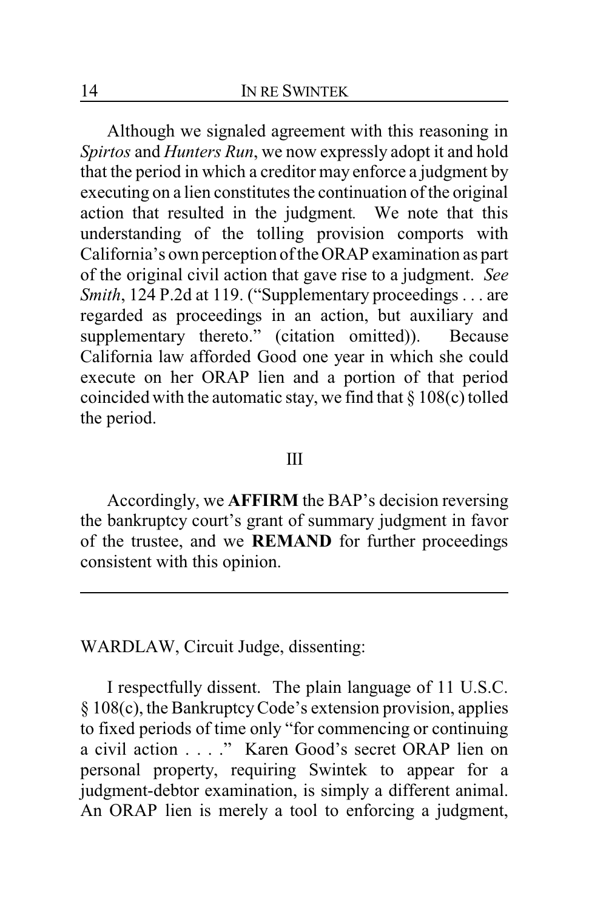Although we signaled agreement with this reasoning in *Spirtos* and *Hunters Run*, we now expressly adopt it and hold that the period in which a creditor may enforce a judgment by executing on a lien constitutes the continuation of the original action that resulted in the judgment*.* We note that this understanding of the tolling provision comports with California's own perception of the ORAP examination as part of the original civil action that gave rise to a judgment. *See Smith*, 124 P.2d at 119. ("Supplementary proceedings . . . are regarded as proceedings in an action, but auxiliary and supplementary thereto." (citation omitted)). Because California law afforded Good one year in which she could execute on her ORAP lien and a portion of that period coincided with the automatic stay, we find that § 108(c) tolled the period.

## III

Accordingly, we **AFFIRM** the BAP's decision reversing the bankruptcy court's grant of summary judgment in favor of the trustee, and we **REMAND** for further proceedings consistent with this opinion.

---

WARDLAW, Circuit Judge, dissenting:

I respectfully dissent. The plain language of 11 U.S.C. § 108(c), the Bankruptcy Code's extension provision, applies to fixed periods of time only "for commencing or continuing a civil action . . . ." Karen Good's secret ORAP lien on personal property, requiring Swintek to appear for a judgment-debtor examination, is simply a different animal. An ORAP lien is merely a tool to enforcing a judgment,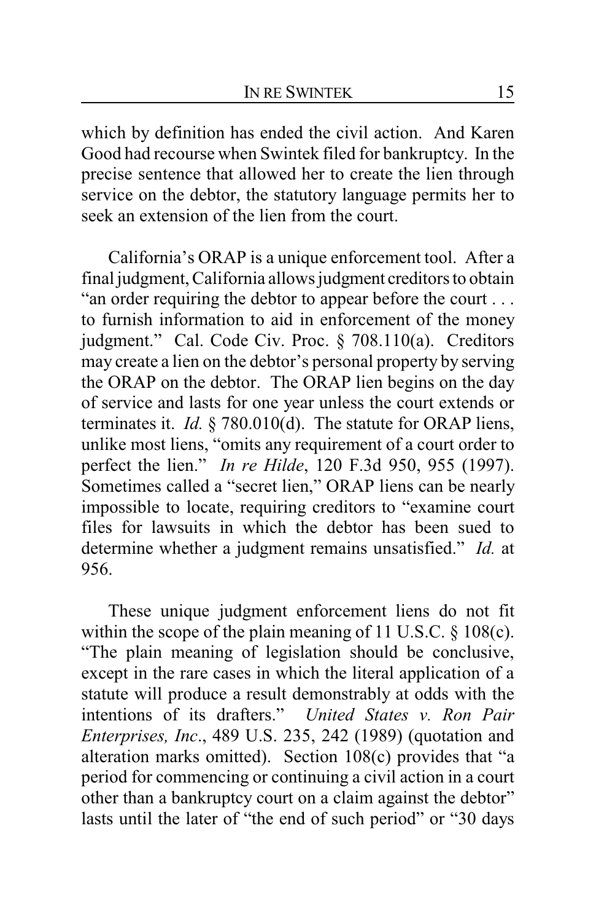which by definition has ended the civil action. And Karen Good had recourse when Swintek filed for bankruptcy. In the precise sentence that allowed her to create the lien through service on the debtor, the statutory language permits her to seek an extension of the lien from the court.

California's ORAP is a unique enforcement tool. After a final judgment, California allows judgment creditors to obtain "an order requiring the debtor to appear before the court . . . to furnish information to aid in enforcement of the money judgment." Cal. Code Civ. Proc. § 708.110(a). Creditors may create a lien on the debtor's personal property by serving the ORAP on the debtor. The ORAP lien begins on the day of service and lasts for one year unless the court extends or terminates it. *Id.* § 780.010(d). The statute for ORAP liens, unlike most liens, "omits any requirement of a court order to perfect the lien." *In re Hilde*, 120 F.3d 950, 955 (1997). Sometimes called a "secret lien," ORAP liens can be nearly impossible to locate, requiring creditors to "examine court files for lawsuits in which the debtor has been sued to determine whether a judgment remains unsatisfied." *Id.* at 956.

These unique judgment enforcement liens do not fit within the scope of the plain meaning of 11 U.S.C. § 108(c). "The plain meaning of legislation should be conclusive, except in the rare cases in which the literal application of a statute will produce a result demonstrably at odds with the intentions of its drafters." *United States v. Ron Pair Enterprises, Inc*., 489 U.S. 235, 242 (1989) (quotation and alteration marks omitted). Section 108(c) provides that "a period for commencing or continuing a civil action in a court other than a bankruptcy court on a claim against the debtor" lasts until the later of "the end of such period" or "30 days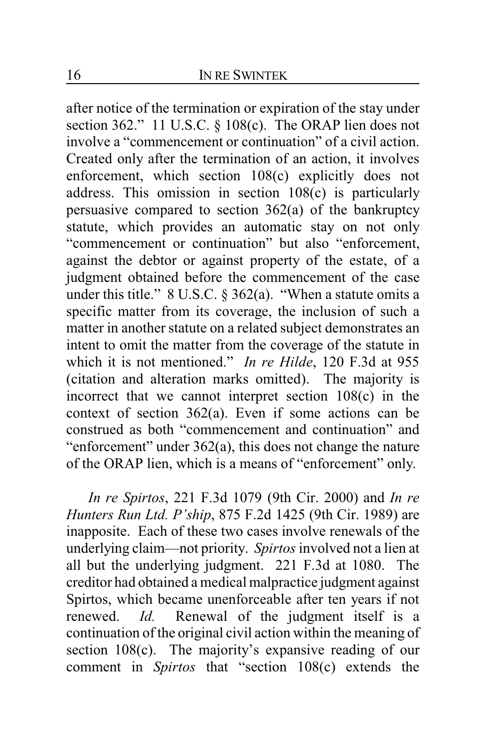after notice of the termination or expiration of the stay under section 362." 11 U.S.C. § 108(c). The ORAP lien does not involve a "commencement or continuation" of a civil action. Created only after the termination of an action, it involves enforcement, which section 108(c) explicitly does not address. This omission in section 108(c) is particularly persuasive compared to section 362(a) of the bankruptcy statute, which provides an automatic stay on not only "commencement or continuation" but also "enforcement, against the debtor or against property of the estate, of a judgment obtained before the commencement of the case under this title." 8 U.S.C. § 362(a). "When a statute omits a specific matter from its coverage, the inclusion of such a matter in another statute on a related subject demonstrates an intent to omit the matter from the coverage of the statute in which it is not mentioned." *In re Hilde*, 120 F.3d at 955 (citation and alteration marks omitted). The majority is incorrect that we cannot interpret section 108(c) in the context of section 362(a). Even if some actions can be construed as both "commencement and continuation" and "enforcement" under 362(a), this does not change the nature of the ORAP lien, which is a means of "enforcement" only.

*In re Spirtos*, 221 F.3d 1079 (9th Cir. 2000) and *In re Hunters Run Ltd. P'ship*, 875 F.2d 1425 (9th Cir. 1989) are inapposite. Each of these two cases involve renewals of the underlying claim—not priority. *Spirtos* involved not a lien at all but the underlying judgment. 221 F.3d at 1080. The creditor had obtained a medical malpractice judgment against Spirtos, which became unenforceable after ten years if not renewed. *Id.* Renewal of the judgment itself is a continuation of the original civil action within the meaning of section 108(c). The majority's expansive reading of our comment in *Spirtos* that "section 108(c) extends the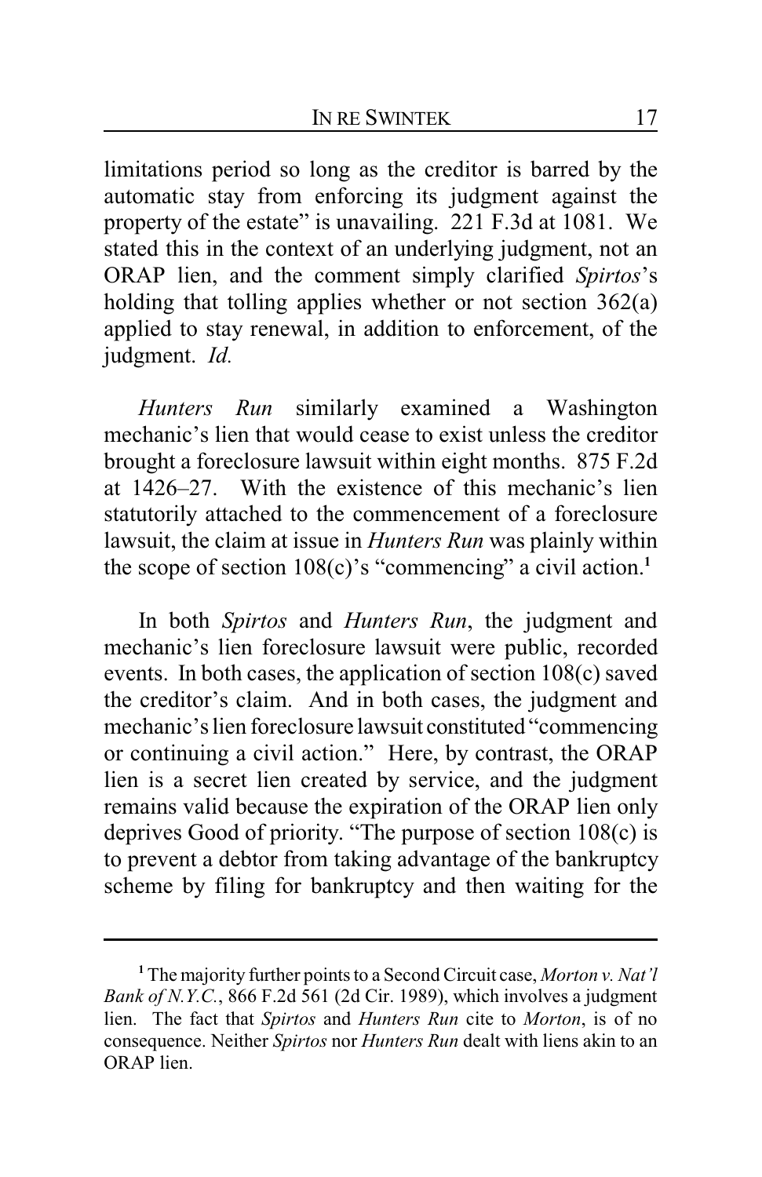limitations period so long as the creditor is barred by the automatic stay from enforcing its judgment against the property of the estate" is unavailing. 221 F.3d at 1081. We stated this in the context of an underlying judgment, not an ORAP lien, and the comment simply clarified *Spirtos*'s holding that tolling applies whether or not section 362(a) applied to stay renewal, in addition to enforcement, of the judgment. *Id.*

*Hunters Run* similarly examined a Washington mechanic's lien that would cease to exist unless the creditor brought a foreclosure lawsuit within eight months. 875 F.2d at 1426–27. With the existence of this mechanic's lien statutorily attached to the commencement of a foreclosure lawsuit, the claim at issue in *Hunters Run* was plainly within the scope of section 108(c)'s "commencing" a civil action.[1]

In both *Spirtos* and *Hunters Run*, the judgment and mechanic's lien foreclosure lawsuit were public, recorded events. In both cases, the application of section 108(c) saved the creditor's claim. And in both cases, the judgment and mechanic's lien foreclosure lawsuit constituted "commencing or continuing a civil action." Here, by contrast, the ORAP lien is a secret lien created by service, and the judgment remains valid because the expiration of the ORAP lien only deprives Good of priority. "The purpose of section 108(c) is to prevent a debtor from taking advantage of the bankruptcy scheme by filing for bankruptcy and then waiting for the

---

[1] The majority further points to a Second Circuit case, *Morton v. Nat'l Bank of N.Y.C.*, 866 F.2d 561 (2d Cir. 1989), which involves a judgment lien. The fact that *Spirtos* and *Hunters Run* cite to *Morton*, is of no consequence. Neither *Spirtos* nor *Hunters Run* dealt with liens akin to an ORAP lien.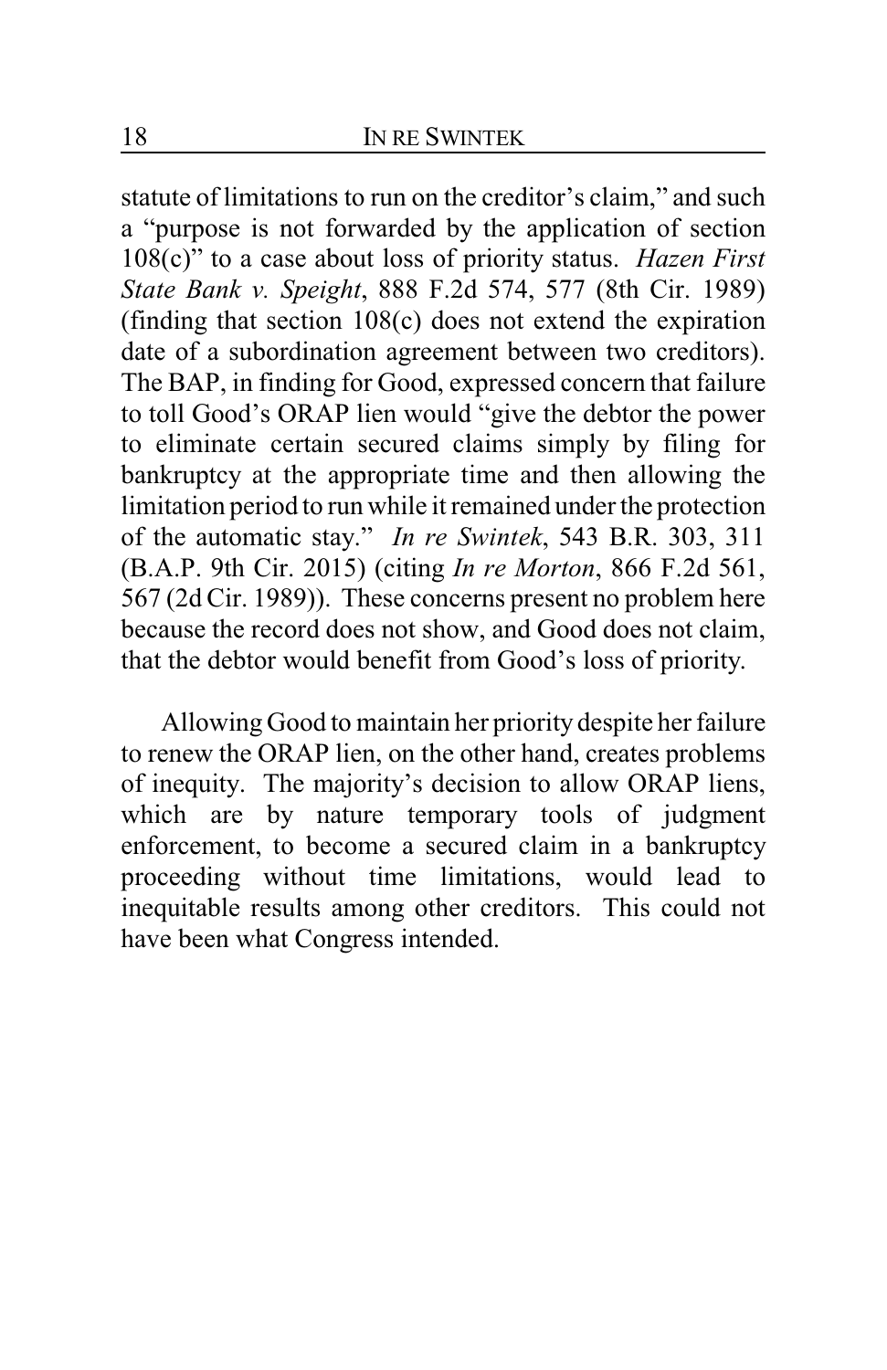statute of limitations to run on the creditor's claim," and such a "purpose is not forwarded by the application of section 108(c)" to a case about loss of priority status. *Hazen First State Bank v. Speight*, 888 F.2d 574, 577 (8th Cir. 1989) (finding that section 108(c) does not extend the expiration date of a subordination agreement between two creditors). The BAP, in finding for Good, expressed concern that failure to toll Good's ORAP lien would "give the debtor the power to eliminate certain secured claims simply by filing for bankruptcy at the appropriate time and then allowing the limitation period to run while it remained under the protection of the automatic stay." *In re Swintek*, 543 B.R. 303, 311 (B.A.P. 9th Cir. 2015) (citing *In re Morton*, 866 F.2d 561, 567 (2d Cir. 1989)). These concerns present no problem here because the record does not show, and Good does not claim, that the debtor would benefit from Good's loss of priority.

Allowing Good to maintain her priority despite her failure to renew the ORAP lien, on the other hand, creates problems of inequity. The majority's decision to allow ORAP liens, which are by nature temporary tools of judgment enforcement, to become a secured claim in a bankruptcy proceeding without time limitations, would lead to inequitable results among other creditors. This could not have been what Congress intended.